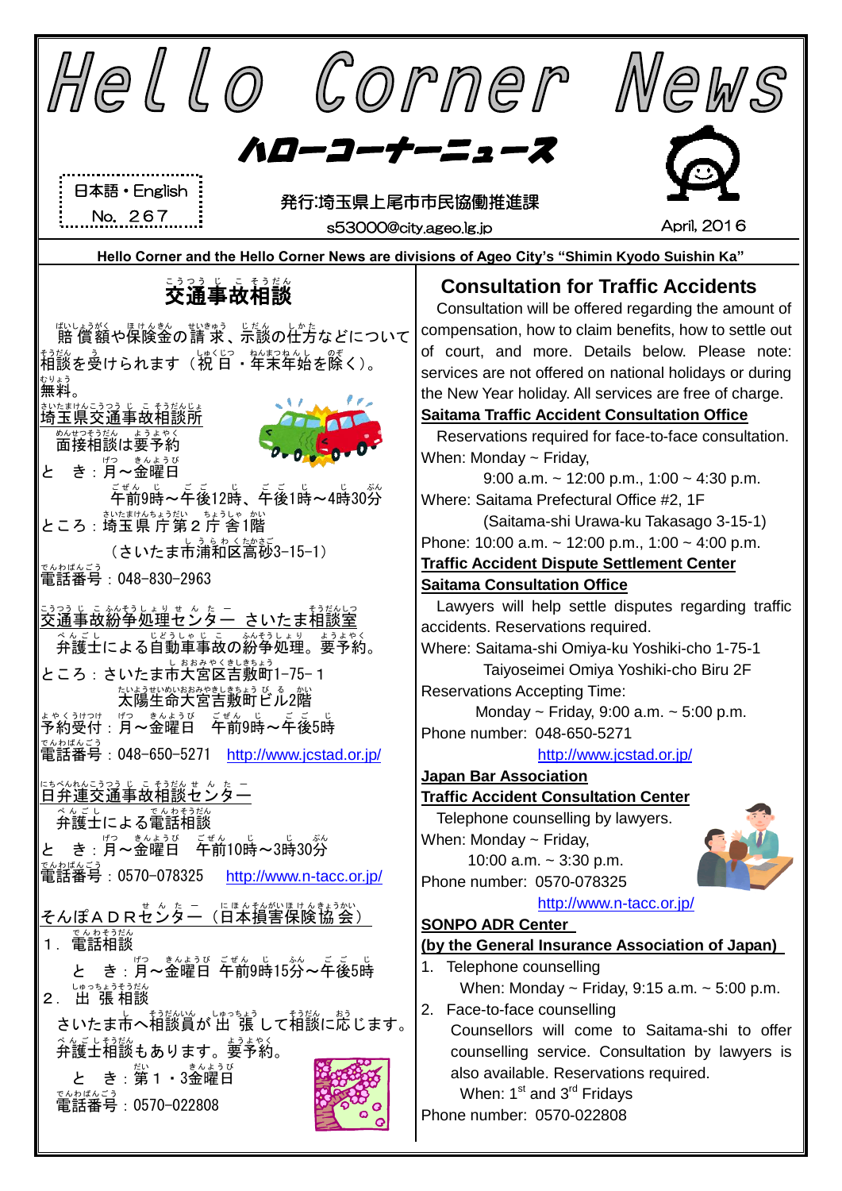# Hello Corner News

## ハローコーナーニュース

日本語・English
No. 267

発行:埼玉県上尾市市民協働推進課
s53000@city.ageo.lg.jp

April, 2016

**Hello Corner and the Hello Corner News are divisions of Ageo City's "Shimin Kyodo Suishin Ka"**

## 交通事故相談

賠償額や保険金の請求、示談の仕方などについて相談を受けられます（祝日・年末年始を除く）。無料。

**埼玉県交通事故相談所**

面接相談は要予約

とき：月～金曜日
午前9時～午後12時、午後1時～4時30分

ところ：埼玉県庁第２庁舎1階
（さいたま市浦和区高砂3-15-1）

電話番号：048-830-2963

**交通事故紛争処理センター　さいたま相談室**

弁護士による自動車事故の紛争処理。要予約。

ところ：さいたま市大宮区吉敷町1-75-1
太陽生命大宮吉敷町ビル2階

予約受付：月～金曜日　午前9時～午後5時

電話番号：048-650-5271　http://www.jcstad.or.jp/

**日弁連交通事故相談センター**

弁護士による電話相談

とき：月～金曜日　午前10時～3時30分

電話番号：0570-078325　http://www.n-tacc.or.jp/

**そんぽＡＤＲセンター（日本損害保険協会）**

1．電話相談
とき：月～金曜日 午前9時15分～午後5時

2．出張相談
さいたま市へ相談員が出張して相談に応じます。弁護士相談もあります。要予約。
とき：第１・3金曜日
電話番号：0570-022808

## Consultation for Traffic Accidents

Consultation will be offered regarding the amount of compensation, how to claim benefits, how to settle out of court, and more. Details below. Please note: services are not offered on national holidays or during the New Year holiday. All services are free of charge.

**Saitama Traffic Accident Consultation Office**

Reservations required for face-to-face consultation.

When: Monday ~ Friday,
9:00 a.m. ~ 12:00 p.m., 1:00 ~ 4:30 p.m.

Where: Saitama Prefectural Office #2, 1F
(Saitama-shi Urawa-ku Takasago 3-15-1)

Phone: 10:00 a.m. ~ 12:00 p.m., 1:00 ~ 4:00 p.m.

**Traffic Accident Dispute Settlement Center Saitama Consultation Office**

Lawyers will help settle disputes regarding traffic accidents. Reservations required.

Where: Saitama-shi Omiya-ku Yoshiki-cho 1-75-1
Taiyoseimei Omiya Yoshiki-cho Biru 2F

Reservations Accepting Time:
Monday ~ Friday, 9:00 a.m. ~ 5:00 p.m.

Phone number: 048-650-5271
http://www.jcstad.or.jp/

**Japan Bar Association Traffic Accident Consultation Center**

Telephone counselling by lawyers.

When: Monday ~ Friday,
10:00 a.m. ~ 3:30 p.m.

Phone number: 0570-078325
http://www.n-tacc.or.jp/

**SONPO ADR Center (by the General Insurance Association of Japan)**

1. Telephone counselling
   When: Monday ~ Friday, 9:15 a.m. ~ 5:00 p.m.
2. Face-to-face counselling
   Counsellors will come to Saitama-shi to offer counselling service. Consultation by lawyers is also available. Reservations required.
   When: 1st and 3rd Fridays

Phone number: 0570-022808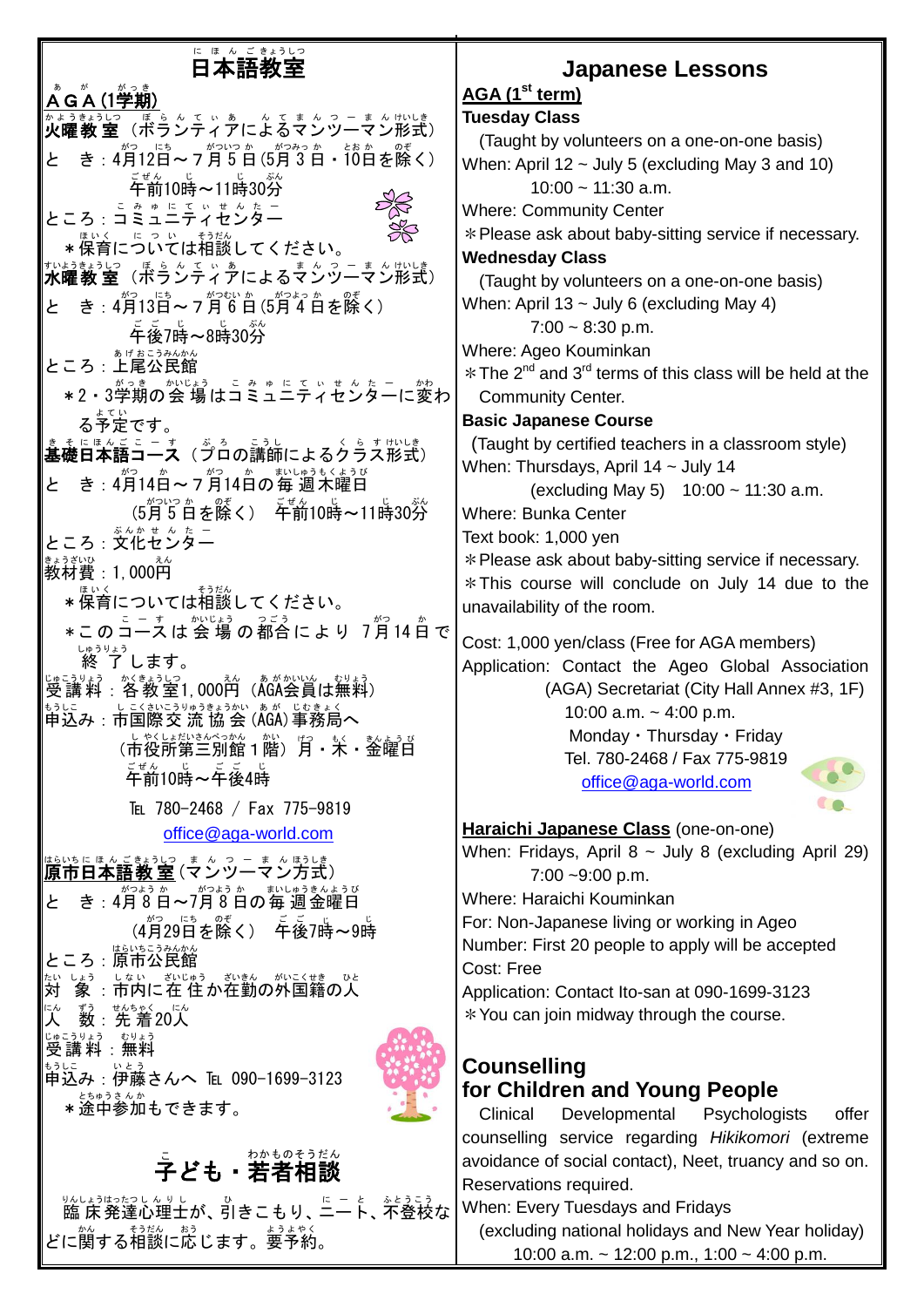# 日本語教室

## ＡＧＡ（1学期）

**火曜教室**（ボランティアによるマンツーマン形式）

とき：4月12日～7月5日（5月3日・10日を除く）
午前10時～11時30分

ところ：コミュニティセンター

＊保育については相談してください。

**水曜教室**（ボランティアによるマンツーマン形式）

とき：4月13日～7月6日（5月4日を除く）
午後7時～8時30分

ところ：上尾公民館

＊2・3学期の会場はコミュニティセンターに変わる予定です。

**基礎日本語コース**（プロの講師によるクラス形式）

とき：4月14日～7月14日の毎週木曜日
（5月5日を除く） 午前10時～11時30分

ところ：文化センター

教材費：1,000円

＊保育については相談してください。

＊このコースは会場の都合により7月14日で終了します。

受講料：各教室1,000円（AGA会員は無料）

申込み：市国際交流協会（AGA）事務局へ
（市役所第三別館1階）月・木・金曜日
午前10時～午後4時

TEL 780-2468 / Fax 775-9819

office@aga-world.com

**原市日本語教室**（マンツーマン方式）

とき：4月8日～7月8日の毎週金曜日
（4月29日を除く） 午後7時～9時

ところ：原市公民館

対象：市内に在住か在勤の外国籍の人

人数：先着20人

受講料：無料

申込み：伊藤さんへ TEL 090-1699-3123

＊途中参加もできます。

# 子ども・若者相談

臨床発達心理士が、引きこもり、ニート、不登校などに関する相談に応じます。要予約。

# Japanese Lessons

## AGA (1st term)

**Tuesday Class**

(Taught by volunteers on a one-on-one basis)

When: April 12 ~ July 5 (excluding May 3 and 10)
10:00 ~ 11:30 a.m.

Where: Community Center

＊Please ask about baby-sitting service if necessary.

**Wednesday Class**

(Taught by volunteers on a one-on-one basis)

When: April 13 ~ July 6 (excluding May 4)
7:00 ~ 8:30 p.m.

Where: Ageo Kouminkan

＊The 2nd and 3rd terms of this class will be held at the Community Center.

**Basic Japanese Course**

(Taught by certified teachers in a classroom style)

When: Thursdays, April 14 ~ July 14
(excluding May 5) 10:00 ~ 11:30 a.m.

Where: Bunka Center

Text book: 1,000 yen

＊Please ask about baby-sitting service if necessary.

＊This course will conclude on July 14 due to the unavailability of the room.

Cost: 1,000 yen/class (Free for AGA members)

Application: Contact the Ageo Global Association (AGA) Secretariat (City Hall Annex #3, 1F)
10:00 a.m. ~ 4:00 p.m.
Monday・Thursday・Friday
Tel. 780-2468 / Fax 775-9819
office@aga-world.com

**Haraichi Japanese Class** (one-on-one)

When: Fridays, April 8 ~ July 8 (excluding April 29)
7:00 ~9:00 p.m.

Where: Haraichi Kouminkan

For: Non-Japanese living or working in Ageo

Number: First 20 people to apply will be accepted

Cost: Free

Application: Contact Ito-san at 090-1699-3123

＊You can join midway through the course.

# Counselling for Children and Young People

Clinical Developmental Psychologists offer counselling service regarding *Hikikomori* (extreme avoidance of social contact), Neet, truancy and so on. Reservations required.

When: Every Tuesdays and Fridays
(excluding national holidays and New Year holiday)
10:00 a.m. ~ 12:00 p.m., 1:00 ~ 4:00 p.m.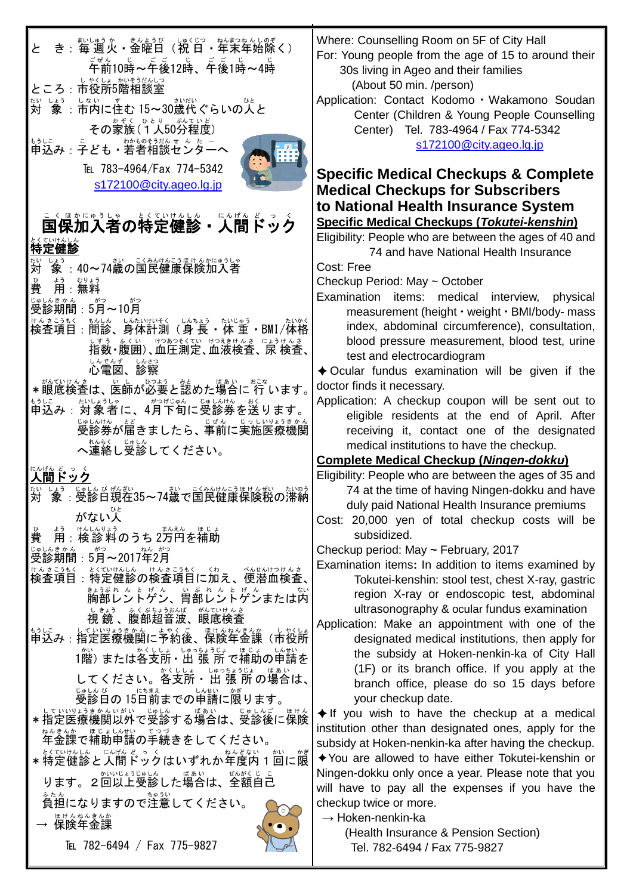とき：毎週火・金曜日（祝日・年末年始除く）
午前10時～午後12時、午後1時～4時

ところ：市役所5階相談室

対象：市内に住む15～30歳代ぐらいの人とその家族（1人50分程度）

申込み：子ども・若者相談センターへ
TEL 783-4964/Fax 774-5342
s172100@city.ageo.lg.jp

## 国保加入者の特定健診・人間ドック

### 特定健診

対象：40～74歳の国民健康保険加入者

費用：無料

受診期間：5月～10月

検査項目：問診、身体計測（身長・体重・BMI/体格指数・腹囲）、血圧測定、血液検査、尿検査、心電図、診察

＊眼底検査は、医師が必要と認めた場合に行います。

申込み：対象者に、4月下旬に受診券を送ります。受診券が届きましたら、事前に実施医療機関へ連絡し受診してください。

### 人間ドック

対象：受診日現在35～74歳で国民健康保険税の滞納がない人

費用：検診料のうち2万円を補助

受診期間：5月～2017年2月

検査項目：特定健診の検査項目に加え、便潜血検査、胸部レントゲン、胃部レントゲンまたは内視鏡、腹部超音波、眼底検査

申込み：指定医療機関に予約後、保険年金課（市役所1階）または各支所・出張所で補助の申請をしてください。各支所・出張所の場合は、受診日の15日前までの申請に限ります。

＊指定医療機関以外で受診する場合は、受診後に保険年金課で補助申請の手続きをしてください。

＊特定健診と人間ドックはいずれか年度内1回に限ります。2回以上受診した場合は、全額自己負担になりますので注意してください。

→ 保険年金課
TEL 782-6494 / Fax 775-9827

Where: Counselling Room on 5F of City Hall

For: Young people from the age of 15 to around their 30s living in Ageo and their families (About 50 min. /person)

Application: Contact Kodomo・Wakamono Soudan Center (Children & Young People Counselling Center) Tel. 783-4964 / Fax 774-5342
s172100@city.ageo.lg.jp

## Specific Medical Checkups & Complete Medical Checkups for Subscribers to National Health Insurance System

### Specific Medical Checkups (*Tokutei-kenshin*)

Eligibility: People who are between the ages of 40 and 74 and have National Health Insurance

Cost: Free

Checkup Period: May ~ October

Examination items: medical interview, physical measurement (height・weight・BMI/body- mass index, abdominal circumference), consultation, blood pressure measurement, blood test, urine test and electrocardiogram

✦Ocular fundus examination will be given if the doctor finds it necessary.

Application: A checkup coupon will be sent out to eligible residents at the end of April. After receiving it, contact one of the designated medical institutions to have the checkup.

### Complete Medical Checkup (*Ningen-dokku*)

Eligibility: People who are between the ages of 35 and 74 at the time of having Ningen-dokku and have duly paid National Health Insurance premiums

Cost: 20,000 yen of total checkup costs will be subsidized.

Checkup period: May ~ February, 2017

Examination items: In addition to items examined by Tokutei-kenshin: stool test, chest X-ray, gastric region X-ray or endoscopic test, abdominal ultrasonography & ocular fundus examination

Application: Make an appointment with one of the designated medical institutions, then apply for the subsidy at Hoken-nenkin-ka of City Hall (1F) or its branch office. If you apply at the branch office, please do so 15 days before your checkup date.

✦If you wish to have the checkup at a medical institution other than designated ones, apply for the subsidy at Hoken-nenkin-ka after having the checkup.

✦You are allowed to have either Tokutei-kenshin or Ningen-dokku only once a year. Please note that you will have to pay all the expenses if you have the checkup twice or more.

→ Hoken-nenkin-ka
(Health Insurance & Pension Section)
Tel. 782-6494 / Fax 775-9827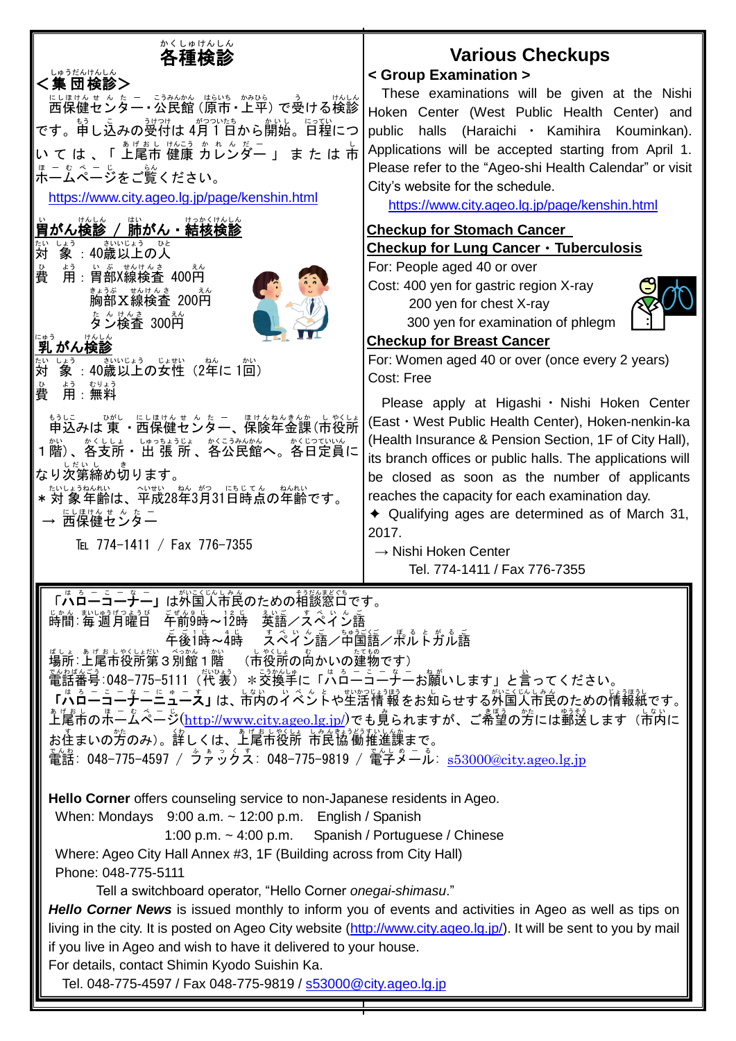# 各種検診

## ＜集団検診＞

西保健センター・公民館（原市・上平）で受ける検診です。申し込みの受付は4月1日から開始。日程については、「上尾市健康カレンダー」または市ホームページをご覧ください。

https://www.city.ageo.lg.jp/page/kenshin.html

### 胃がん検診 / 肺がん・結核検診

対象：40歳以上の人

費用：胃部X線検査 400円
　　　胸部X線検査 200円
　　　タン検査 300円

### 乳がん検診

対象：40歳以上の女性（2年に1回）

費用：無料

申込みは東・西保健センター、保険年金課（市役所1階）、各支所・出張所、各公民館へ。各日定員になり次第締め切ります。

＊対象年齢は、平成28年3月31日時点の年齢です。

→ 西保健センター

℡ 774-1411 / Fax 776-7355

# Various Checkups

## < Group Examination >

These examinations will be given at the Nishi Hoken Center (West Public Health Center) and public halls (Haraichi・Kamihira Kouminkan). Applications will be accepted starting from April 1. Please refer to the "Ageo-shi Health Calendar" or visit City's website for the schedule.

https://www.city.ageo.lg.jp/page/kenshin.html

### Checkup for Stomach Cancer
### Checkup for Lung Cancer・Tuberculosis

For: People aged 40 or over

Cost: 400 yen for gastric region X-ray
　200 yen for chest X-ray
　300 yen for examination of phlegm

### Checkup for Breast Cancer

For: Women aged 40 or over (once every 2 years)

Cost: Free

Please apply at Higashi・Nishi Hoken Center (East・West Public Health Center), Hoken-nenkin-ka (Health Insurance & Pension Section, 1F of City Hall), its branch offices or public halls. The applications will be closed as soon as the number of applicants reaches the capacity for each examination day.

✦ Qualifying ages are determined as of March 31, 2017.

→ Nishi Hoken Center

Tel. 774-1411 / Fax 776-7355

---

「ハローコーナー」は外国人市民のための相談窓口です。

時間：毎週月曜日　午前9時～12時　英語／スペイン語
　　　　　　　　　午後1時～4時　スペイン語／中国語／ポルトガル語

場所：上尾市役所第３別館１階　（市役所の向かいの建物です）

電話番号：048-775-5111（代表）＊交換手に「ハローコーナーお願いします」と言ってください。

**「ハローコーナーニュース」**は、市内のイベントや生活情報をお知らせする外国人市民のための情報紙です。上尾市のホームページ(http://www.city.ageo.lg.jp/)でも見られますが、ご希望の方には郵送します（市内にお住まいの方のみ）。詳しくは、上尾市役所 市民協働推進課まで。

電話：048-775-4597 / ファックス：048-775-9819 / 電子メール：s53000@city.ageo.lg.jp

**Hello Corner** offers counseling service to non-Japanese residents in Ageo.

When: Mondays　9:00 a.m. ~ 12:00 p.m.　English / Spanish
　　　　　　　　1:00 p.m. ~ 4:00 p.m.　Spanish / Portuguese / Chinese

Where: Ageo City Hall Annex #3, 1F (Building across from City Hall)

Phone: 048-775-5111

Tell a switchboard operator, "Hello Corner *onegai-shimasu*."

***Hello Corner News*** is issued monthly to inform you of events and activities in Ageo as well as tips on living in the city. It is posted on Ageo City website (http://www.city.ageo.lg.jp/). It will be sent to you by mail if you live in Ageo and wish to have it delivered to your house.

For details, contact Shimin Kyodo Suishin Ka.

Tel. 048-775-4597 / Fax 048-775-9819 / s53000@city.ageo.lg.jp